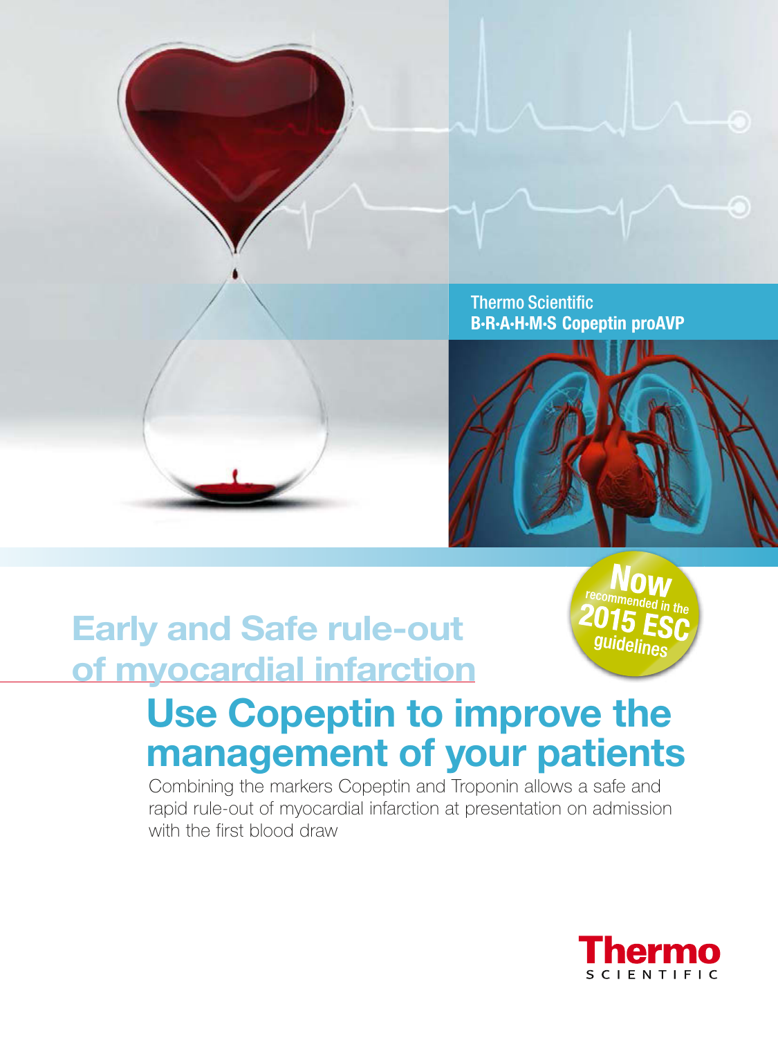Thermo Scientific
**B·R·A·H·M·S Copeptin proAVP**

**Now** recommended in the **2015 ESC** guidelines

## Early and Safe rule-out of myocardial infarction

# Use Copeptin to improve the management of your patients

Combining the markers Copeptin and Troponin allows a safe and rapid rule-out of myocardial infarction at presentation on admission with the first blood draw

Thermo SCIENTIFIC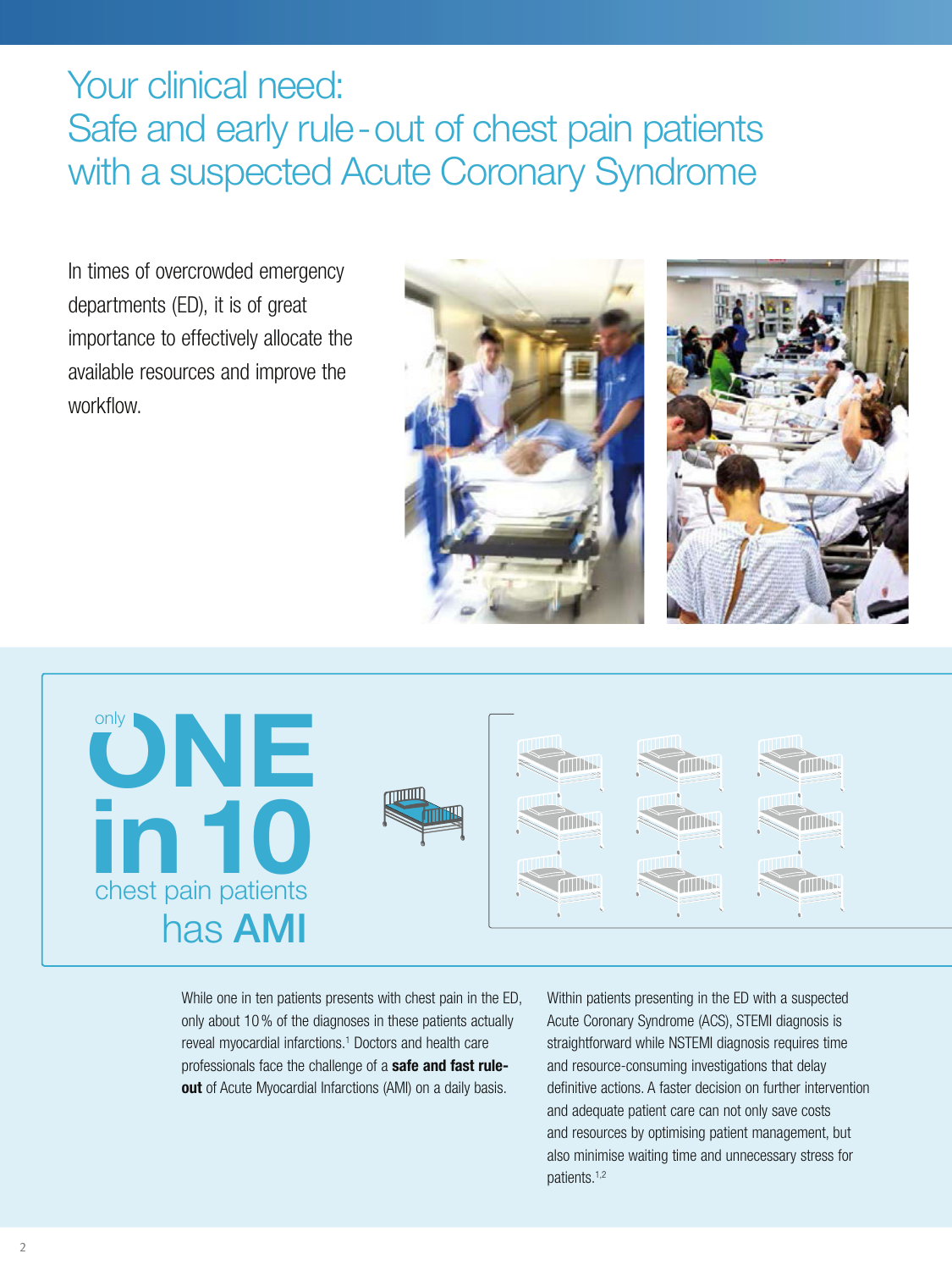# Your clinical need: Safe and early rule-out of chest pain patients with a suspected Acute Coronary Syndrome

In times of overcrowded emergency departments (ED), it is of great importance to effectively allocate the available resources and improve the workflow.

**only ONE in 10 chest pain patients has AMI**

While one in ten patients presents with chest pain in the ED, only about 10 % of the diagnoses in these patients actually reveal myocardial infarctions.[1] Doctors and health care professionals face the challenge of a **safe and fast rule-out** of Acute Myocardial Infarctions (AMI) on a daily basis.

Within patients presenting in the ED with a suspected Acute Coronary Syndrome (ACS), STEMI diagnosis is straightforward while NSTEMI diagnosis requires time and resource-consuming investigations that delay definitive actions. A faster decision on further intervention and adequate patient care can not only save costs and resources by optimising patient management, but also minimise waiting time and unnecessary stress for patients.[1,2]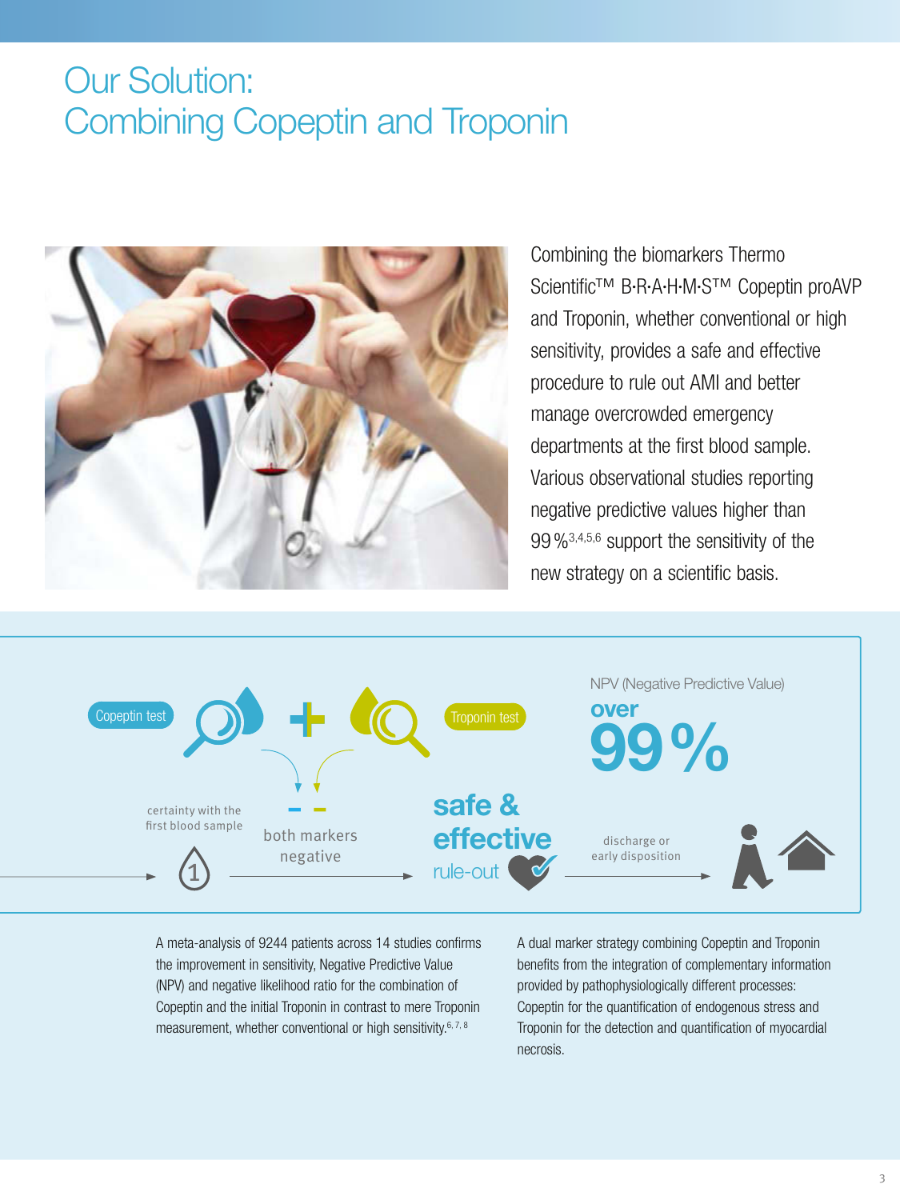# Our Solution: Combining Copeptin and Troponin

Combining the biomarkers Thermo Scientific™ B·R·A·H·M·S™ Copeptin proAVP and Troponin, whether conventional or high sensitivity, provides a safe and effective procedure to rule out AMI and better manage overcrowded emergency departments at the first blood sample. Various observational studies reporting negative predictive values higher than 99 %[3,4,5,6] support the sensitivity of the new strategy on a scientific basis.

Copeptin test + Troponin test

certainty with the first blood sample

both markers negative

**safe & effective** rule-out

NPV (Negative Predictive Value) **over 99 %**

discharge or early disposition

A meta-analysis of 9244 patients across 14 studies confirms the improvement in sensitivity, Negative Predictive Value (NPV) and negative likelihood ratio for the combination of Copeptin and the initial Troponin in contrast to mere Troponin measurement, whether conventional or high sensitivity.[6, 7, 8]

A dual marker strategy combining Copeptin and Troponin benefits from the integration of complementary information provided by pathophysiologically different processes: Copeptin for the quantification of endogenous stress and Troponin for the detection and quantification of myocardial necrosis.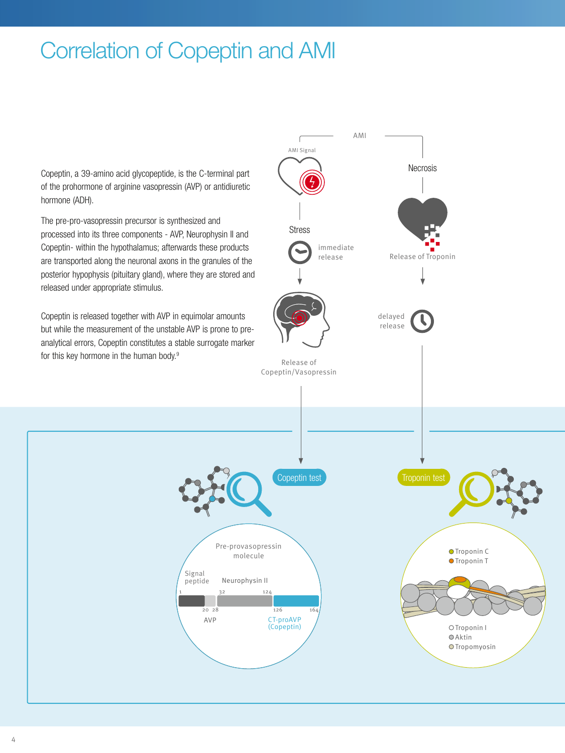# Correlation of Copeptin and AMI

Copeptin, a 39-amino acid glycopeptide, is the C-terminal part of the prohormone of arginine vasopressin (AVP) or antidiuretic hormone (ADH).

The pre-pro-vasopressin precursor is synthesized and processed into its three components - AVP, Neurophysin II and Copeptin- within the hypothalamus; afterwards these products are transported along the neuronal axons in the granules of the posterior hypophysis (pituitary gland), where they are stored and released under appropriate stimulus.

Copeptin is released together with AVP in equimolar amounts but while the measurement of the unstable AVP is prone to pre-analytical errors, Copeptin constitutes a stable surrogate marker for this key hormone in the human body.[9]

AMI

AMI Signal

Stress

immediate release

Release of Copeptin/Vasopressin

Necrosis

Release of Troponin

delayed release

Copeptin test

Troponin test

Pre-provasopressin molecule

Signal peptide

Neurophysin II

1 20 28 32 124 126 164

AVP

CT-proAVP (Copeptin)

Troponin C

Troponin T

Troponin I

Aktin

Tropomyosin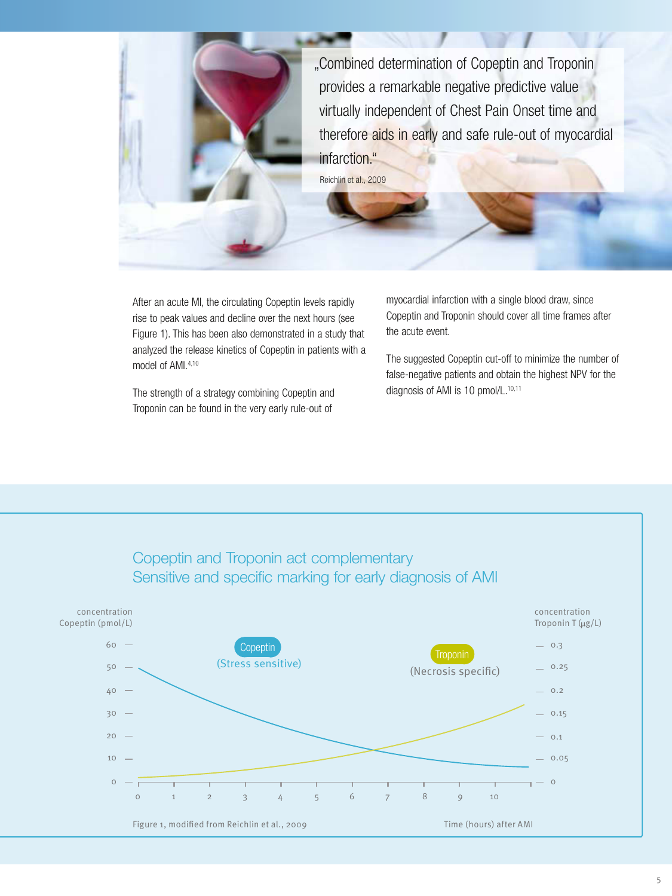„Combined determination of Copeptin and Troponin provides a remarkable negative predictive value virtually independent of Chest Pain Onset time and therefore aids in early and safe rule-out of myocardial infarction."

Reichlin et al., 2009

After an acute MI, the circulating Copeptin levels rapidly rise to peak values and decline over the next hours (see Figure 1). This has been also demonstrated in a study that analyzed the release kinetics of Copeptin in patients with a model of AMI.[4,10]

The strength of a strategy combining Copeptin and Troponin can be found in the very early rule-out of myocardial infarction with a single blood draw, since Copeptin and Troponin should cover all time frames after the acute event.

The suggested Copeptin cut-off to minimize the number of false-negative patients and obtain the highest NPV for the diagnosis of AMI is 10 pmol/L.[10,11]

## Copeptin and Troponin act complementary
## Sensitive and specific marking for early diagnosis of AMI

concentration Copeptin (pmol/L) — concentration Troponin T (µg/L)

Copeptin (Stress sensitive) — Troponin (Necrosis specific)

Time (hours) after AMI

Figure 1, modified from Reichlin et al., 2009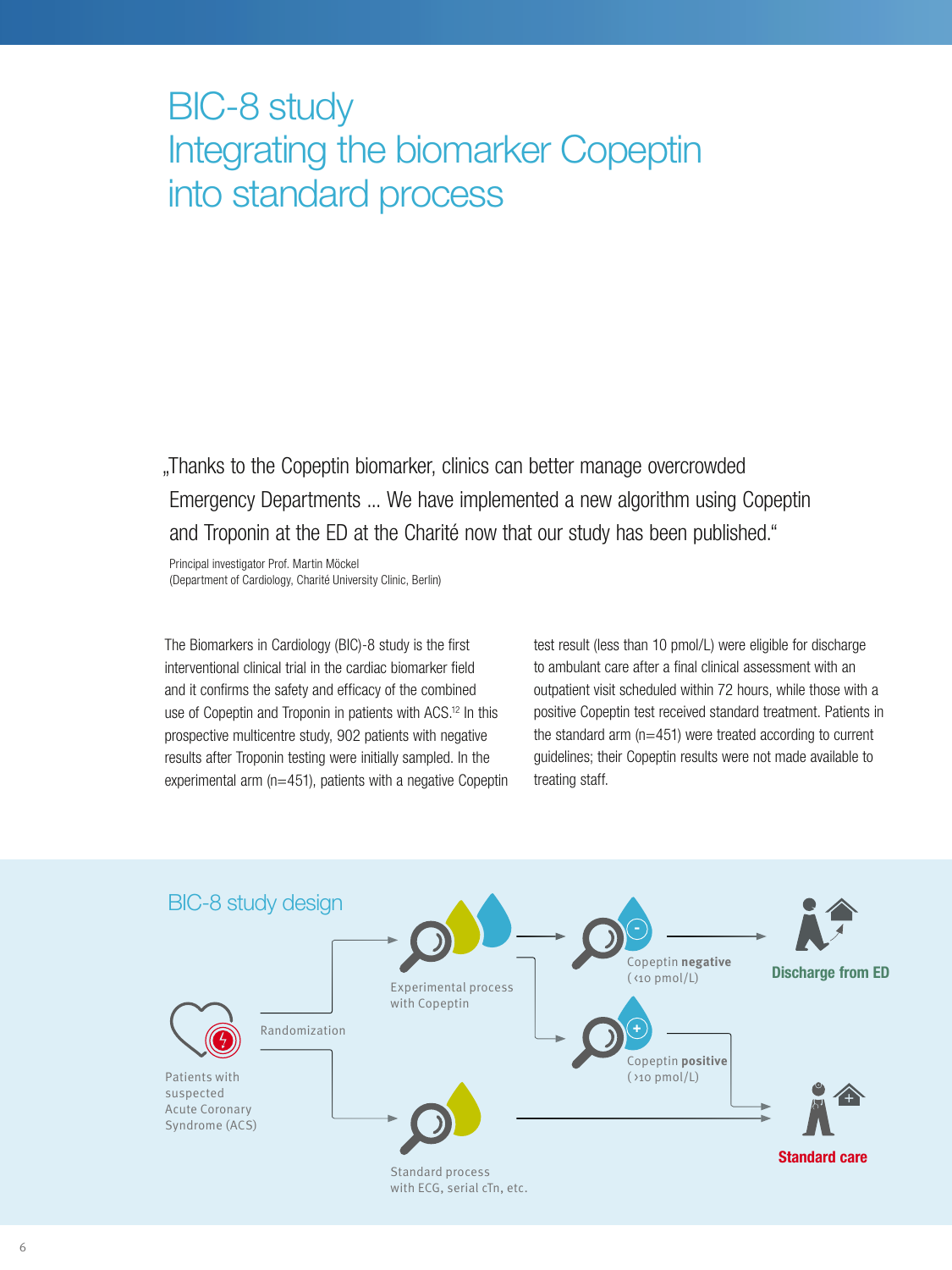# BIC-8 study
# Integrating the biomarker Copeptin into standard process

„Thanks to the Copeptin biomarker, clinics can better manage overcrowded Emergency Departments ... We have implemented a new algorithm using Copeptin and Troponin at the ED at the Charité now that our study has been published."

Principal investigator Prof. Martin Möckel
(Department of Cardiology, Charité University Clinic, Berlin)

The Biomarkers in Cardiology (BIC)-8 study is the first interventional clinical trial in the cardiac biomarker field and it confirms the safety and efficacy of the combined use of Copeptin and Troponin in patients with ACS.[12] In this prospective multicentre study, 902 patients with negative results after Troponin testing were initially sampled. In the experimental arm (n=451), patients with a negative Copeptin test result (less than 10 pmol/L) were eligible for discharge to ambulant care after a final clinical assessment with an outpatient visit scheduled within 72 hours, while those with a positive Copeptin test received standard treatment. Patients in the standard arm (n=451) were treated according to current guidelines; their Copeptin results were not made available to treating staff.

## BIC-8 study design

Patients with suspected Acute Coronary Syndrome (ACS)

Randomization

Experimental process with Copeptin

Copeptin **negative** (<10 pmol/L) → **Discharge from ED**

Copeptin **positive** (>10 pmol/L) → **Standard care**

Standard process with ECG, serial cTn, etc. → **Standard care**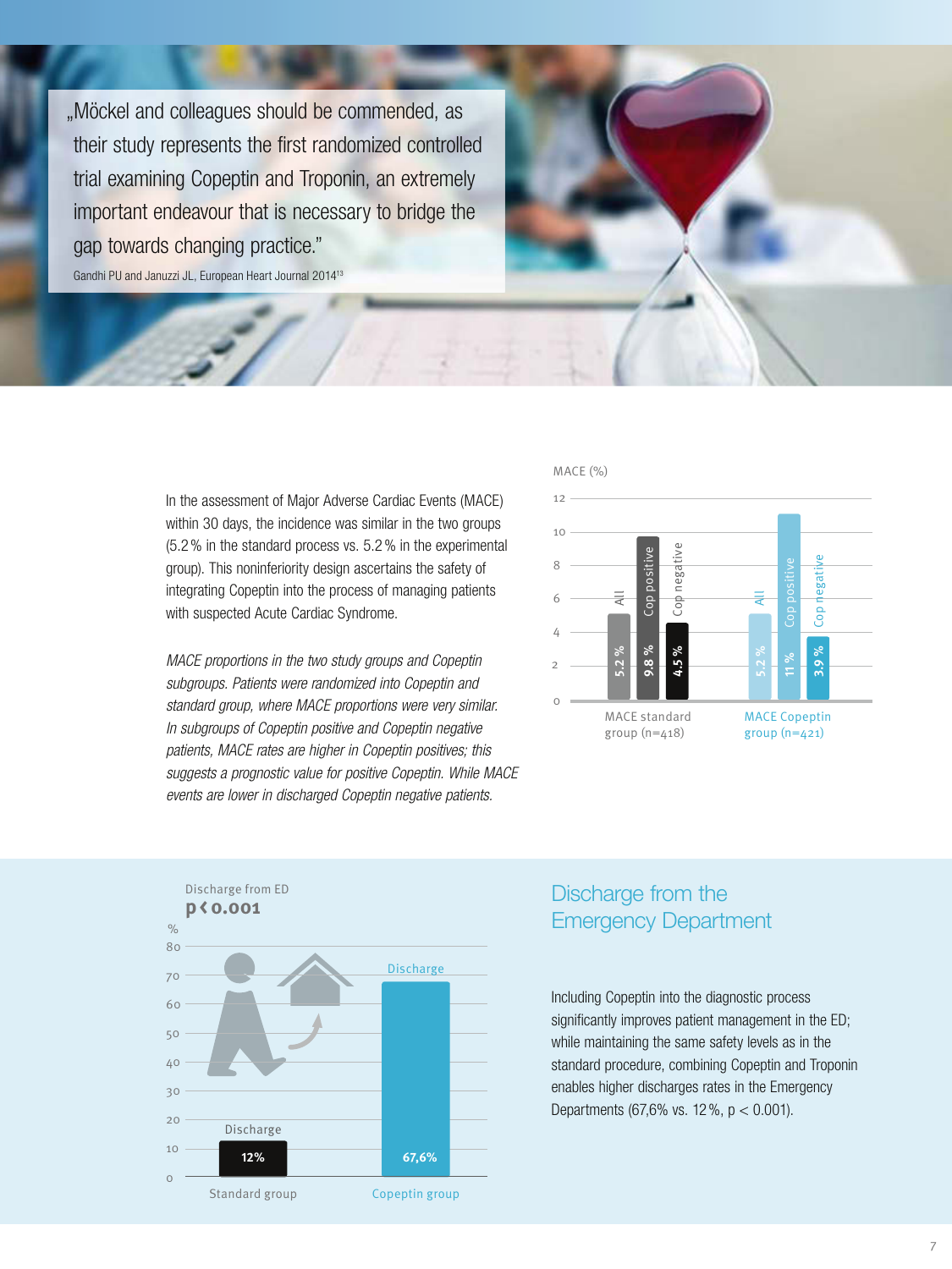> „Möckel and colleagues should be commended, as their study represents the first randomized controlled trial examining Copeptin and Troponin, an extremely important endeavour that is necessary to bridge the gap towards changing practice."
>
> Gandhi PU and Januzzi JL, European Heart Journal 2014[13]

In the assessment of Major Adverse Cardiac Events (MACE) within 30 days, the incidence was similar in the two groups (5.2 % in the standard process vs. 5.2 % in the experimental group). This noninferiority design ascertains the safety of integrating Copeptin into the process of managing patients with suspected Acute Cardiac Syndrome.

*MACE proportions in the two study groups and Copeptin subgroups. Patients were randomized into Copeptin and standard group, where MACE proportions were very similar. In subgroups of Copeptin positive and Copeptin negative patients, MACE rates are higher in Copeptin positives; this suggests a prognostic value for positive Copeptin. While MACE events are lower in discharged Copeptin negative patients.*

MACE (%)

| | All | Cop positive | Cop negative |
|---|---|---|---|
| MACE standard group (n=418) | 5.2 % | 9.8 % | 4.5 % |
| MACE Copeptin group (n=421) | 5.2 % | 11 % | 3.9 % |

Discharge from ED
**p < 0.001**

| | Discharge (%) |
|---|---|
| Standard group | 12% |
| Copeptin group | 67,6% |

## Discharge from the Emergency Department

Including Copeptin into the diagnostic process significantly improves patient management in the ED; while maintaining the same safety levels as in the standard procedure, combining Copeptin and Troponin enables higher discharges rates in the Emergency Departments (67,6% vs. 12 %, $p < 0.001$).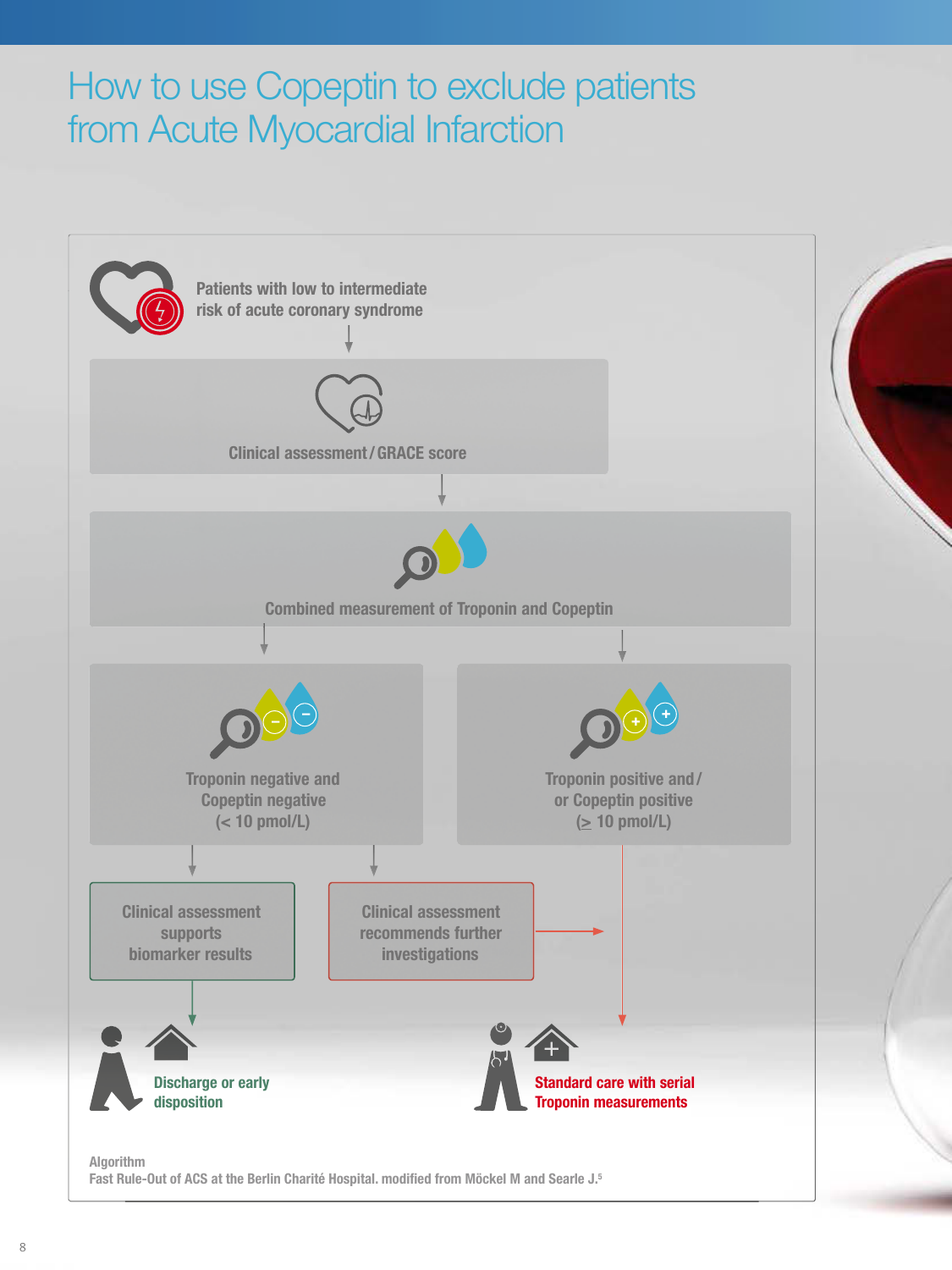# How to use Copeptin to exclude patients from Acute Myocardial Infarction

Patients with low to intermediate risk of acute coronary syndrome

Clinical assessment / GRACE score

Combined measurement of Troponin and Copeptin

Troponin negative and Copeptin negative (< 10 pmol/L)

Troponin positive and / or Copeptin positive (≥ 10 pmol/L)

Clinical assessment supports biomarker results

Clinical assessment recommends further investigations

Discharge or early disposition

Standard care with serial Troponin measurements

Algorithm
Fast Rule-Out of ACS at the Berlin Charité Hospital. modified from Möckel M and Searle J.[5]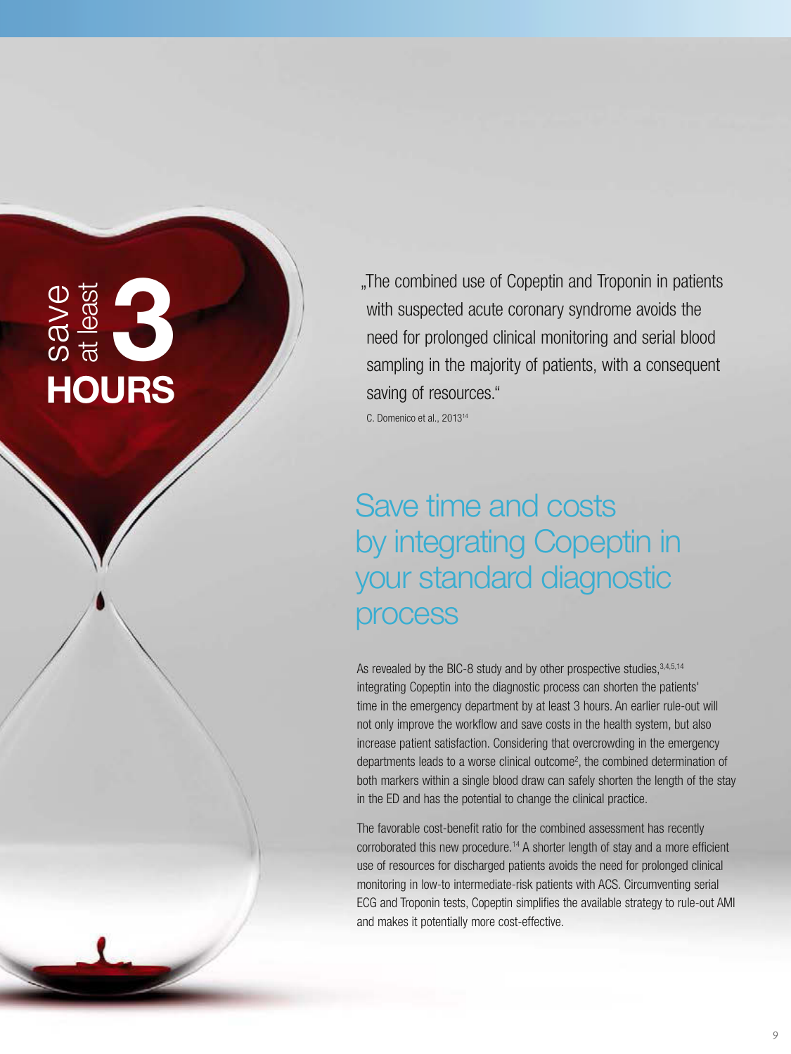save at least **3** **HOURS**

„The combined use of Copeptin and Troponin in patients with suspected acute coronary syndrome avoids the need for prolonged clinical monitoring and serial blood sampling in the majority of patients, with a consequent saving of resources."

C. Domenico et al., 2013[14]

## Save time and costs by integrating Copeptin in your standard diagnostic process

As revealed by the BIC-8 study and by other prospective studies,[3,4,5,14] integrating Copeptin into the diagnostic process can shorten the patients' time in the emergency department by at least 3 hours. An earlier rule-out will not only improve the workflow and save costs in the health system, but also increase patient satisfaction. Considering that overcrowding in the emergency departments leads to a worse clinical outcome[2], the combined determination of both markers within a single blood draw can safely shorten the length of the stay in the ED and has the potential to change the clinical practice.

The favorable cost-benefit ratio for the combined assessment has recently corroborated this new procedure.[14] A shorter length of stay and a more efficient use of resources for discharged patients avoids the need for prolonged clinical monitoring in low-to intermediate-risk patients with ACS. Circumventing serial ECG and Troponin tests, Copeptin simplifies the available strategy to rule-out AMI and makes it potentially more cost-effective.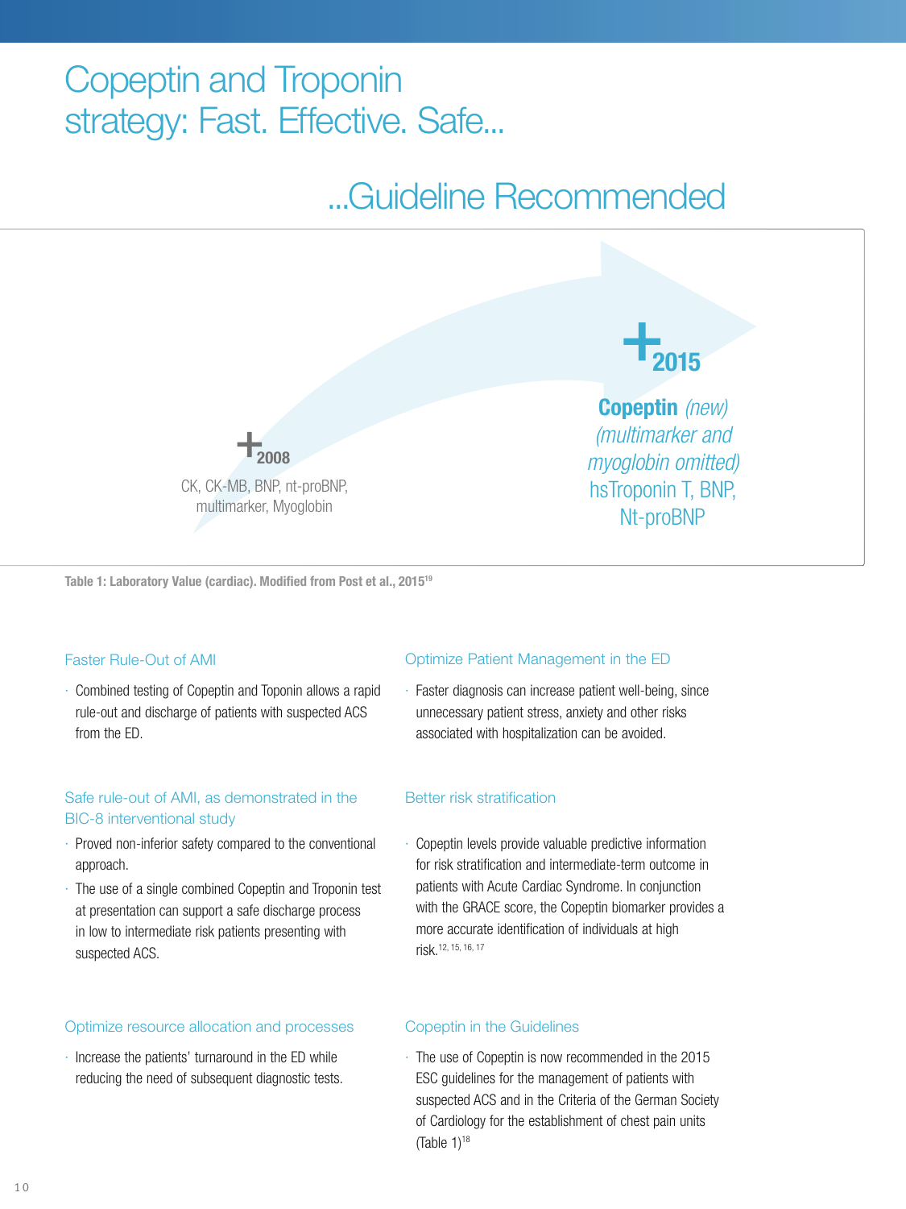# Copeptin and Troponin strategy: Fast. Effective. Safe...

## ...Guideline Recommended

**+2008**

CK, CK-MB, BNP, nt-proBNP, multimarker, Myoglobin

**+2015**

**Copeptin** *(new)* *(multimarker and myoglobin omitted)* hsTroponin T, BNP, Nt-proBNP

**Table 1: Laboratory Value (cardiac). Modified from Post et al., 2015[19]**

### Faster Rule-Out of AMI

- Combined testing of Copeptin and Toponin allows a rapid rule-out and discharge of patients with suspected ACS from the ED.

### Safe rule-out of AMI, as demonstrated in the BIC-8 interventional study

- Proved non-inferior safety compared to the conventional approach.
- The use of a single combined Copeptin and Troponin test at presentation can support a safe discharge process in low to intermediate risk patients presenting with suspected ACS.

### Optimize resource allocation and processes

- Increase the patients' turnaround in the ED while reducing the need of subsequent diagnostic tests.

### Optimize Patient Management in the ED

- Faster diagnosis can increase patient well-being, since unnecessary patient stress, anxiety and other risks associated with hospitalization can be avoided.

### Better risk stratification

- Copeptin levels provide valuable predictive information for risk stratification and intermediate-term outcome in patients with Acute Cardiac Syndrome. In conjunction with the GRACE score, the Copeptin biomarker provides a more accurate identification of individuals at high risk.[12, 15, 16, 17]

### Copeptin in the Guidelines

- The use of Copeptin is now recommended in the 2015 ESC guidelines for the management of patients with suspected ACS and in the Criteria of the German Society of Cardiology for the establishment of chest pain units (Table 1)[18]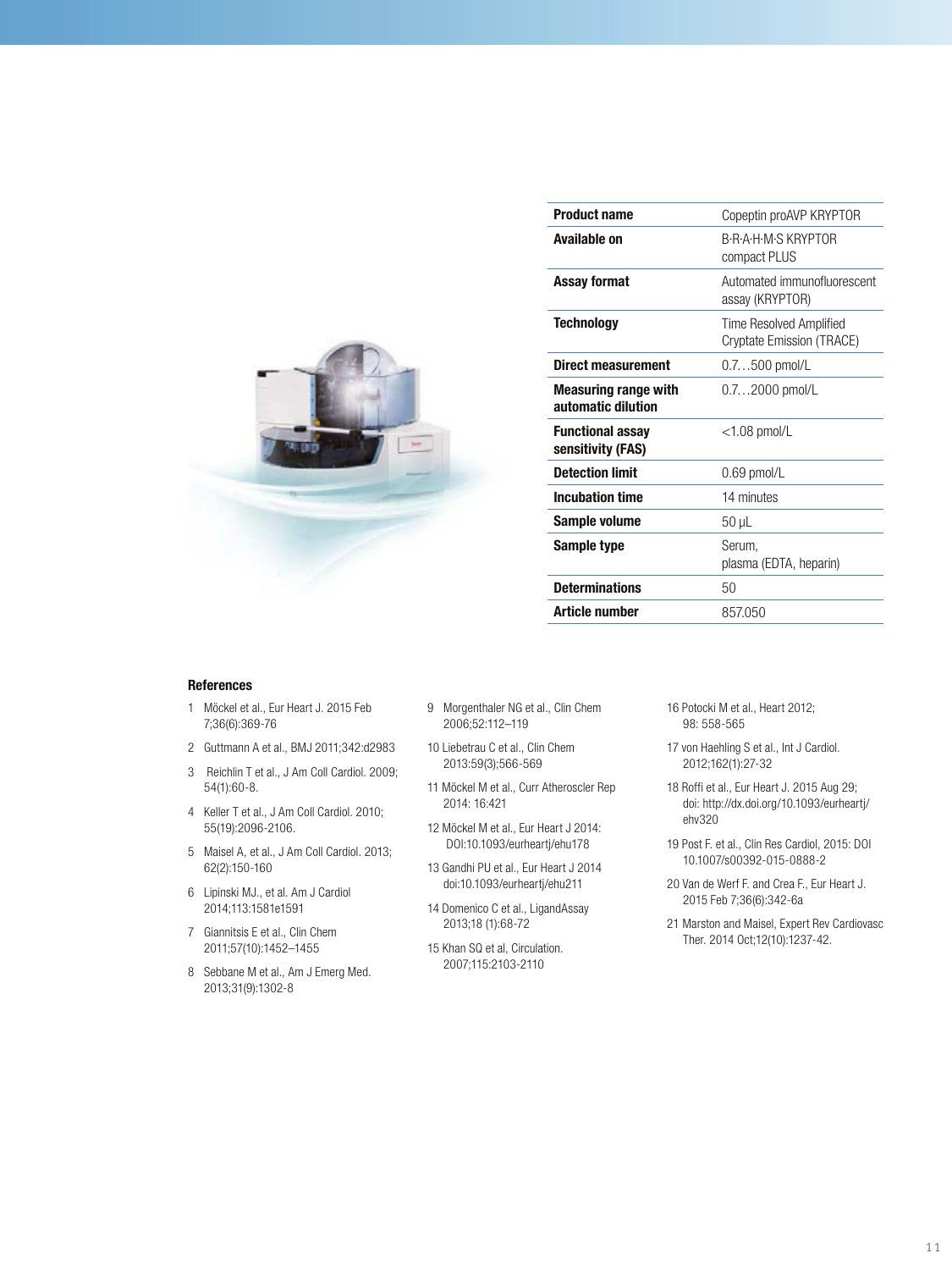| Product name | Copeptin proAVP KRYPTOR |
| --- | --- |
| Available on | B·R·A·H·M·S KRYPTOR compact PLUS |
| Assay format | Automated immunofluorescent assay (KRYPTOR) |
| Technology | Time Resolved Amplified Cryptate Emission (TRACE) |
| Direct measurement | 0.7…500 pmol/L |
| Measuring range with automatic dilution | 0.7…2000 pmol/L |
| Functional assay sensitivity (FAS) | <1.08 pmol/L |
| Detection limit | 0.69 pmol/L |
| Incubation time | 14 minutes |
| Sample volume | 50 µL |
| Sample type | Serum, plasma (EDTA, heparin) |
| Determinations | 50 |
| Article number | 857.050 |

**References**

1 Möckel et al., Eur Heart J. 2015 Feb 7;36(6):369-76

2 Guttmann A et al., BMJ 2011;342:d2983

3 Reichlin T et al., J Am Coll Cardiol. 2009; 54(1):60-8.

4 Keller T et al., J Am Coll Cardiol. 2010; 55(19):2096-2106.

5 Maisel A, et al., J Am Coll Cardiol. 2013; 62(2):150-160

6 Lipinski MJ., et al. Am J Cardiol 2014;113:1581e1591

7 Giannitsis E et al., Clin Chem 2011;57(10):1452–1455

8 Sebbane M et al., Am J Emerg Med. 2013;31(9):1302-8

9 Morgenthaler NG et al., Clin Chem 2006;52:112–119

10 Liebetrau C et al., Clin Chem 2013:59(3);566-569

11 Möckel M et al., Curr Atheroscler Rep 2014: 16:421

12 Möckel M et al., Eur Heart J 2014: DOI:10.1093/eurheartj/ehu178

13 Gandhi PU et al., Eur Heart J 2014 doi:10.1093/eurheartj/ehu211

14 Domenico C et al., LigandAssay 2013;18 (1):68-72

15 Khan SQ et al, Circulation. 2007;115:2103-2110

16 Potocki M et al., Heart 2012; 98: 558-565

17 von Haehling S et al., Int J Cardiol. 2012;162(1):27-32

18 Roffi et al., Eur Heart J. 2015 Aug 29; doi: http://dx.doi.org/10.1093/eurheartj/ehv320

19 Post F. et al., Clin Res Cardiol, 2015: DOI 10.1007/s00392-015-0888-2

20 Van de Werf F. and Crea F., Eur Heart J. 2015 Feb 7;36(6):342-6a

21 Marston and Maisel, Expert Rev Cardiovasc Ther. 2014 Oct;12(10):1237-42.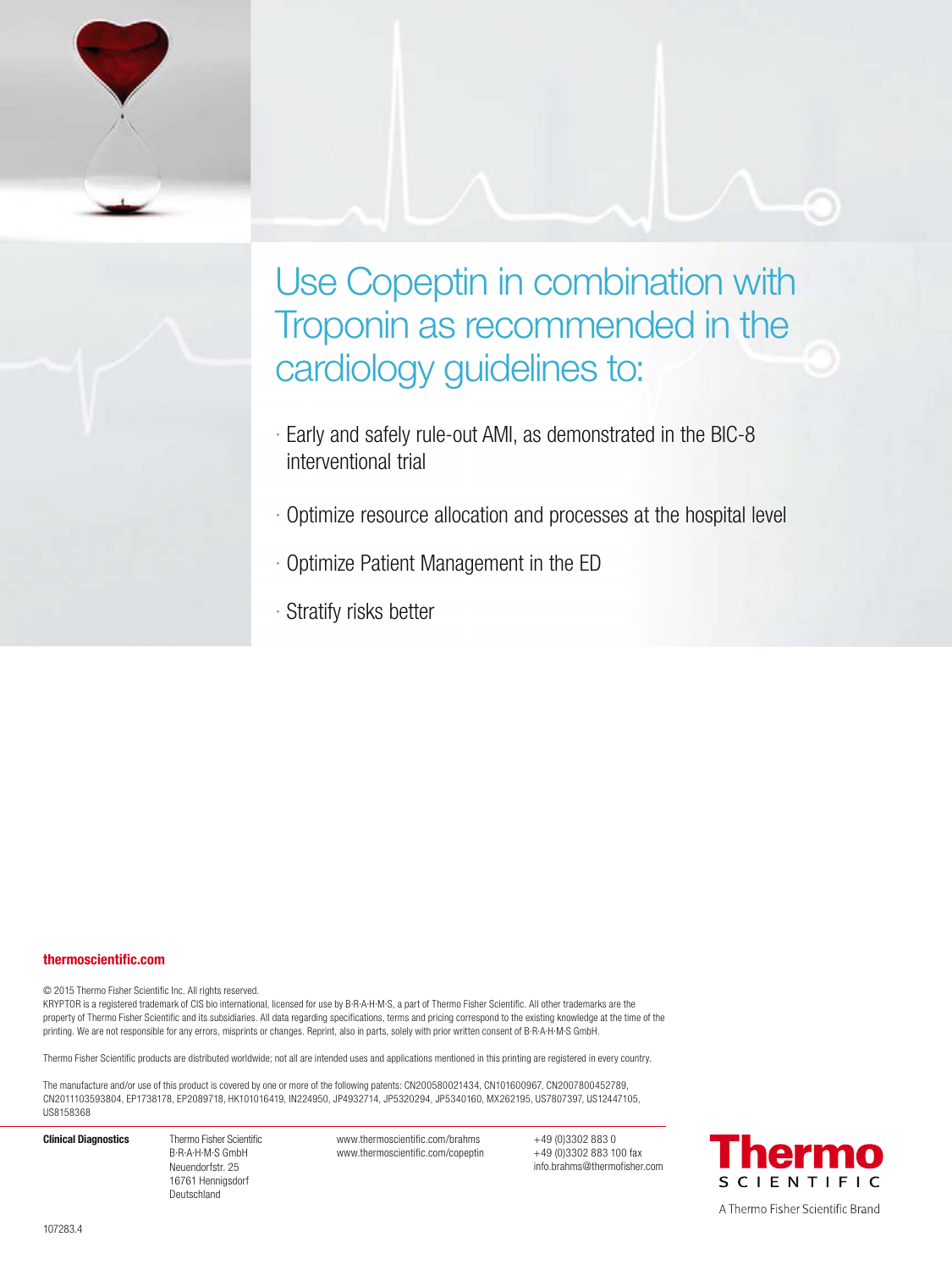# Use Copeptin in combination with Troponin as recommended in the cardiology guidelines to:

- Early and safely rule-out AMI, as demonstrated in the BIC-8 interventional trial
- Optimize resource allocation and processes at the hospital level
- Optimize Patient Management in the ED
- Stratify risks better

**thermoscientific.com**

© 2015 Thermo Fisher Scientific Inc. All rights reserved.
KRYPTOR is a registered trademark of CIS bio international, licensed for use by B·R·A·H·M·S, a part of Thermo Fisher Scientific. All other trademarks are the property of Thermo Fisher Scientific and its subsidiaries. All data regarding specifications, terms and pricing correspond to the existing knowledge at the time of the printing. We are not responsible for any errors, misprints or changes. Reprint, also in parts, solely with prior written consent of B·R·A·H·M·S GmbH.

Thermo Fisher Scientific products are distributed worldwide; not all are intended uses and applications mentioned in this printing are registered in every country.

The manufacture and/or use of this product is covered by one or more of the following patents: CN200580021434, CN101600967, CN2007800452789, CN2011103593804, EP1738178, EP2089718, HK101016419, IN224950, JP4932714, JP5320294, JP5340160, MX262195, US7807397, US12447105, US8158368

**Clinical Diagnostics**

Thermo Fisher Scientific
B·R·A·H·M·S GmbH
Neuendorfstr. 25
16761 Hennigsdorf
Deutschland

www.thermoscientific.com/brahms
www.thermoscientific.com/copeptin

+49 (0)3302 883 0
+49 (0)3302 883 100 fax
info.brahms@thermofisher.com

Thermo SCIENTIFIC
A Thermo Fisher Scientific Brand

107283.4